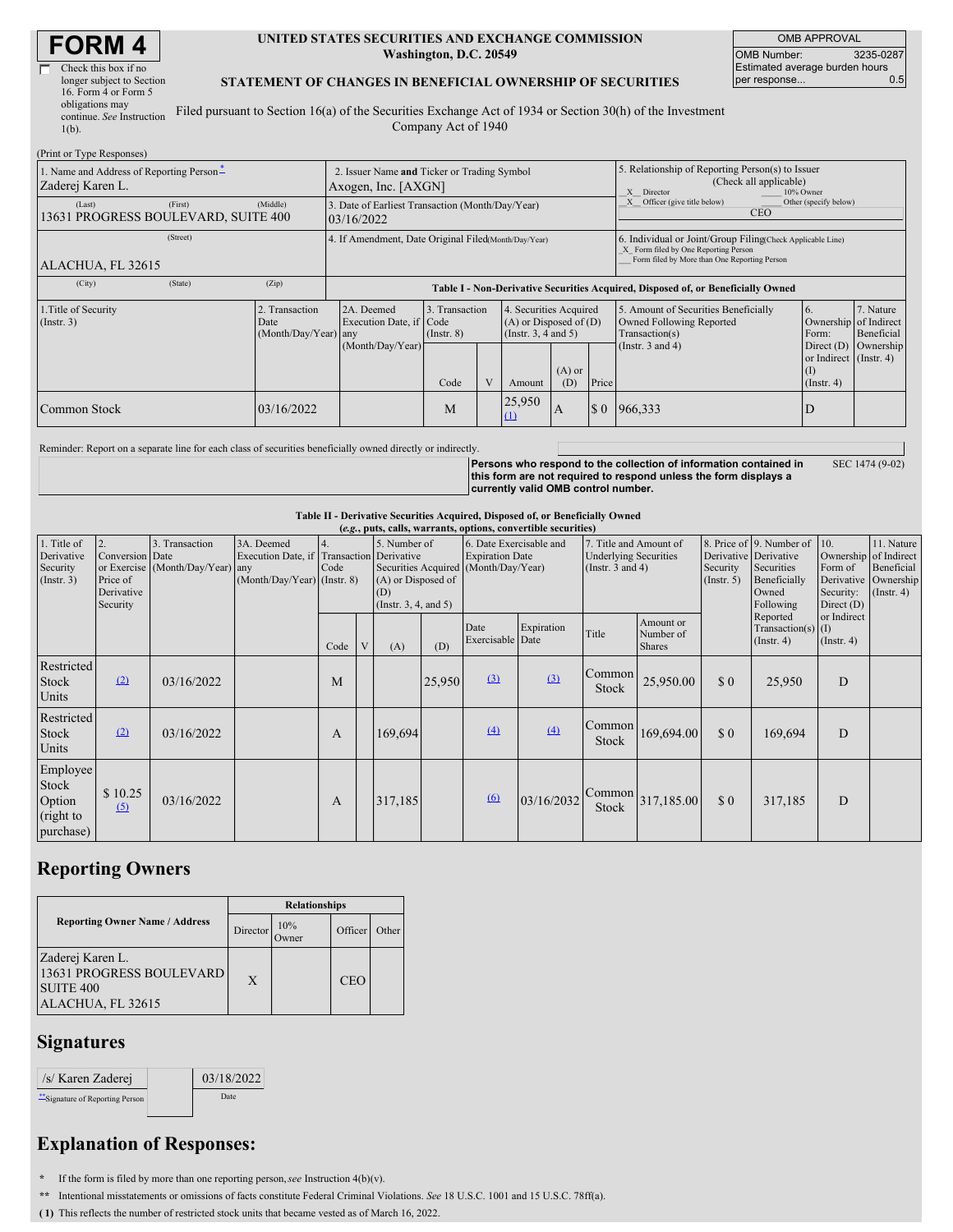# FORM 4

Check this box if no longer subject to Section 16. Form 4 or Form 5 obligations may continue. *See* Instruction 1(b).

**UNITED STATES SECURITIES AND EXCHANGE COMMISSION**
**Washington, D.C. 20549**

**STATEMENT OF CHANGES IN BENEFICIAL OWNERSHIP OF SECURITIES**

Filed pursuant to Section 16(a) of the Securities Exchange Act of 1934 or Section 30(h) of the Investment Company Act of 1940

| OMB APPROVAL | |
|---|---|
| OMB Number: | 3235-0287 |
| Estimated average burden hours per response... | 0.5 |

(Print or Type Responses)

| 1. Name and Address of Reporting Person * | 2. Issuer Name and Ticker or Trading Symbol | 5. Relationship of Reporting Person(s) to Issuer (Check all applicable) |
|---|---|---|
| Zaderej Karen L. | Axogen, Inc. [AXGN] | X Director ___ 10% Owner |
| (Last) (First) (Middle) 13631 PROGRESS BOULEVARD, SUITE 400 | 3. Date of Earliest Transaction (Month/Day/Year) 03/16/2022 | X Officer (give title below) ___ Other (specify below) CEO |
| (Street) ALACHUA, FL 32615 | 4. If Amendment, Date Original Filed (Month/Day/Year) | 6. Individual or Joint/Group Filing (Check Applicable Line) X Form filed by One Reporting Person ___ Form filed by More than One Reporting Person |
| (City) (State) (Zip) | | |

**Table I - Non-Derivative Securities Acquired, Disposed of, or Beneficially Owned**

| 1.Title of Security (Instr. 3) | 2. Transaction Date (Month/Day/Year) | 2A. Deemed Execution Date, if any (Month/Day/Year) | 3. Transaction Code (Instr. 8) | | 4. Securities Acquired (A) or Disposed of (D) (Instr. 3, 4 and 5) | | | 5. Amount of Securities Beneficially Owned Following Reported Transaction(s) (Instr. 3 and 4) | 6. Ownership Form: Direct (D) or Indirect (I) (Instr. 4) | 7. Nature of Indirect Beneficial Ownership (Instr. 4) |
|---|---|---|---|---|---|---|---|---|---|---|
| | | | Code | V | Amount | (A) or (D) | Price | | | |
| Common Stock | 03/16/2022 | | M | | 25,950 (1) | A | $ 0 | 966,333 | D | |

Reminder: Report on a separate line for each class of securities beneficially owned directly or indirectly.

**Persons who respond to the collection of information contained in this form are not required to respond unless the form displays a currently valid OMB control number.** SEC 1474 (9-02)

**Table II - Derivative Securities Acquired, Disposed of, or Beneficially Owned**
**(*e.g.*, puts, calls, warrants, options, convertible securities)**

| 1. Title of Derivative Security (Instr. 3) | 2. Conversion or Exercise Price of Derivative Security | 3. Transaction Date (Month/Day/Year) | 3A. Deemed Execution Date, if any (Month/Day/Year) | 4. Transaction Code (Instr. 8) | | 5. Number of Derivative Securities Acquired (A) or Disposed of (D) (Instr. 3, 4, and 5) | | 6. Date Exercisable and Expiration Date (Month/Day/Year) | | 7. Title and Amount of Underlying Securities (Instr. 3 and 4) | | 8. Price of Derivative Security (Instr. 5) | 9. Number of Derivative Securities Beneficially Owned Following Reported Transaction(s) (Instr. 4) | 10. Ownership Form of Derivative Security: Direct (D) or Indirect (I) (Instr. 4) | 11. Nature of Indirect Beneficial Ownership (Instr. 4) |
|---|---|---|---|---|---|---|---|---|---|---|---|---|---|---|---|
| | | | | Code | V | (A) | (D) | Date Exercisable | Expiration Date | Title | Amount or Number of Shares | | | | |
| Restricted Stock Units | (2) | 03/16/2022 | | M | | | 25,950 | (3) | (3) | Common Stock | 25,950.00 | $ 0 | 25,950 | D | |
| Restricted Stock Units | (2) | 03/16/2022 | | A | | 169,694 | | (4) | (4) | Common Stock | 169,694.00 | $ 0 | 169,694 | D | |
| Employee Stock Option (right to purchase) | $ 10.25 (5) | 03/16/2022 | | A | | 317,185 | | (6) | 03/16/2032 | Common Stock | 317,185.00 | $ 0 | 317,185 | D | |

## Reporting Owners

| Reporting Owner Name / Address | Relationships | | | |
|---|---|---|---|---|
| | Director | 10% Owner | Officer | Other |
| Zaderej Karen L.<br>13631 PROGRESS BOULEVARD<br>SUITE 400<br>ALACHUA, FL 32615 | X | | CEO | |

## Signatures

| /s/ Karen Zaderej | 03/18/2022 |
|---|---|
| ** Signature of Reporting Person | Date |

## Explanation of Responses:

\* If the form is filed by more than one reporting person, *see* Instruction 4(b)(v).

** Intentional misstatements or omissions of facts constitute Federal Criminal Violations. *See* 18 U.S.C. 1001 and 15 U.S.C. 78ff(a).

**(1)** This reflects the number of restricted stock units that became vested as of March 16, 2022.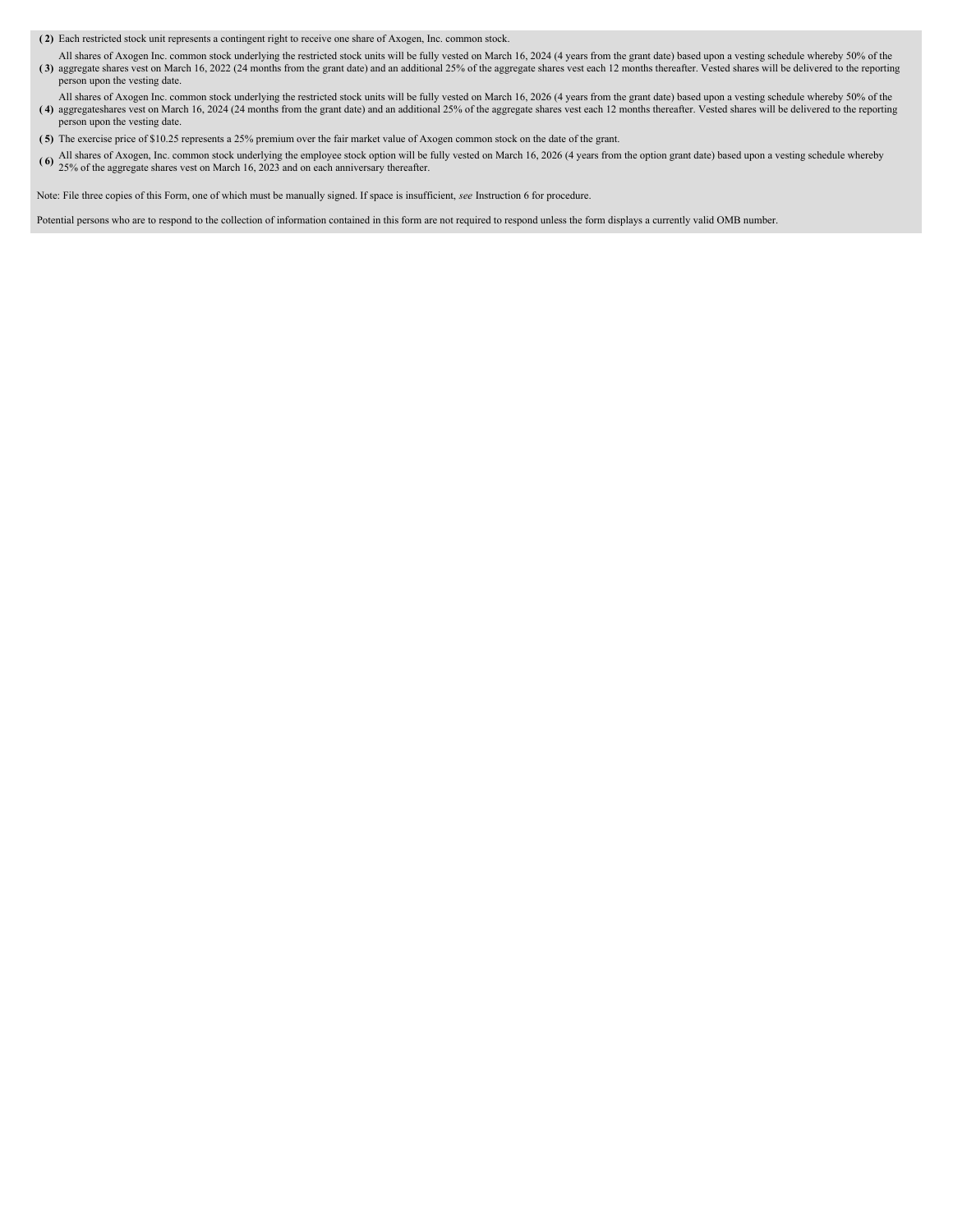**( 2)** Each restricted stock unit represents a contingent right to receive one share of Axogen, Inc. common stock.

**( 3)** All shares of Axogen Inc. common stock underlying the restricted stock units will be fully vested on March 16, 2024 (4 years from the grant date) based upon a vesting schedule whereby 50% of the aggregate shares vest on March 16, 2022 (24 months from the grant date) and an additional 25% of the aggregate shares vest each 12 months thereafter. Vested shares will be delivered to the reporting person upon the vesting date.

**( 4)** All shares of Axogen Inc. common stock underlying the restricted stock units will be fully vested on March 16, 2026 (4 years from the grant date) based upon a vesting schedule whereby 50% of the aggregateshares vest on March 16, 2024 (24 months from the grant date) and an additional 25% of the aggregate shares vest each 12 months thereafter. Vested shares will be delivered to the reporting person upon the vesting date.

**( 5)** The exercise price of $10.25 represents a 25% premium over the fair market value of Axogen common stock on the date of the grant.

**( 6)** All shares of Axogen, Inc. common stock underlying the employee stock option will be fully vested on March 16, 2026 (4 years from the option grant date) based upon a vesting schedule whereby 25% of the aggregate shares vest on March 16, 2023 and on each anniversary thereafter.

Note: File three copies of this Form, one of which must be manually signed. If space is insufficient, *see* Instruction 6 for procedure.

Potential persons who are to respond to the collection of information contained in this form are not required to respond unless the form displays a currently valid OMB number.